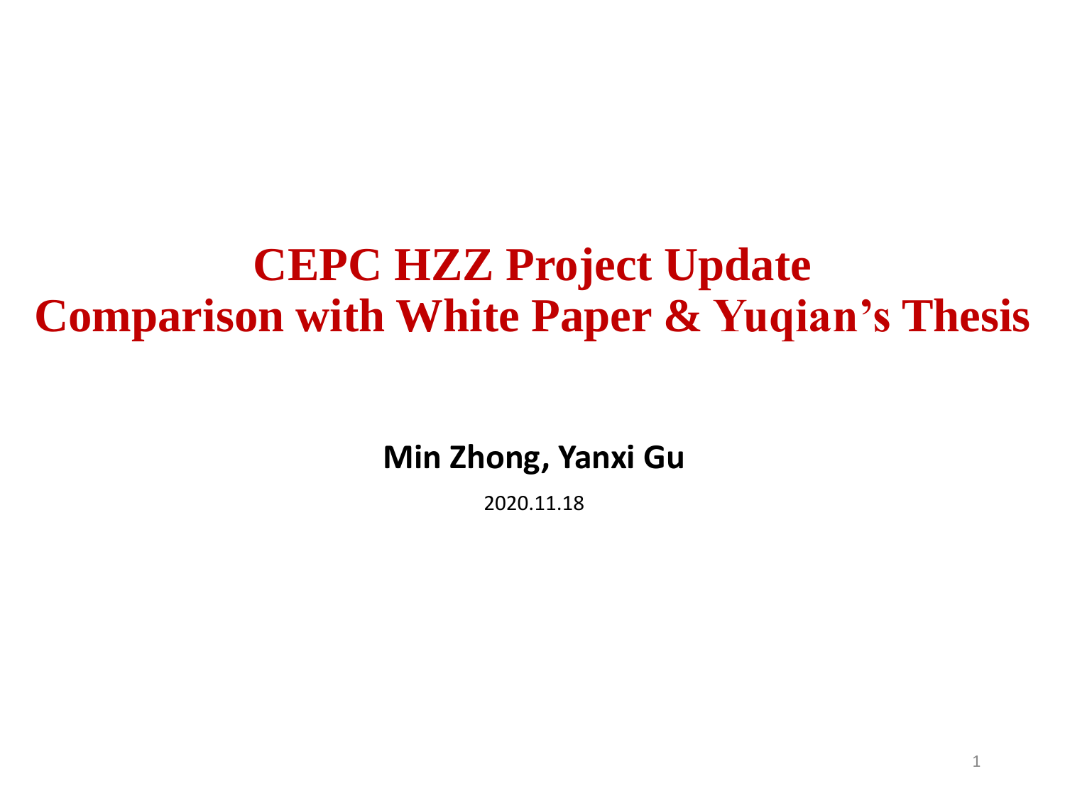# CEPC HZZ Project Update
# Comparison with White Paper & Yuqian's Thesis

**Min Zhong, Yanxi Gu**

2020.11.18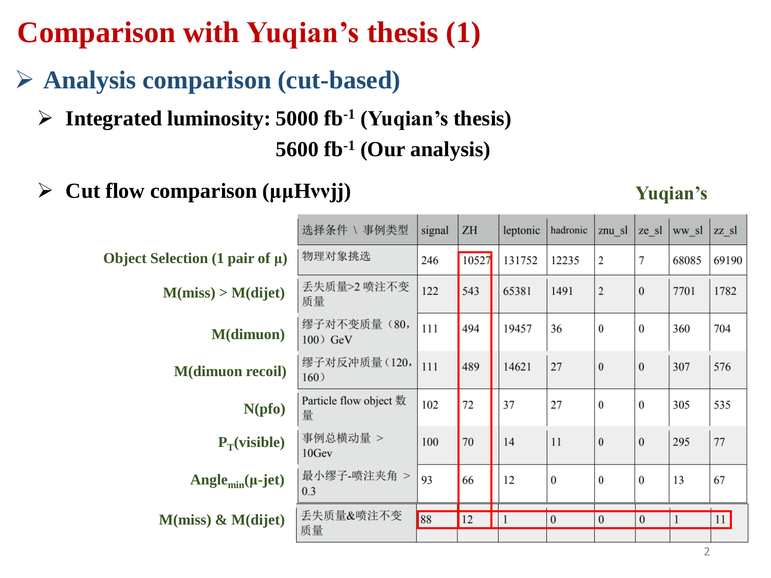# Comparison with Yuqian's thesis (1)

## Analysis comparison (cut-based)

- **Integrated luminosity: 5000 fb$^{-1}$ (Yuqian's thesis)**
  **5600 fb$^{-1}$ (Our analysis)**

- **Cut flow comparison (μμHννjj)**

**Yuqian's**

| | 选择条件 \ 事例类型 | signal | ZH | leptonic | hadronic | znu_sl | ze_sl | ww_sl | zz_sl |
|---|---|---|---|---|---|---|---|---|---|
| Object Selection (1 pair of μ) | 物理对象挑选 | 246 | 10527 | 131752 | 12235 | 2 | 7 | 68085 | 69190 |
| M(miss) > M(dijet) | 丢失质量>2 喷注不变质量 | 122 | 543 | 65381 | 1491 | 2 | 0 | 7701 | 1782 |
| M(dimuon) | 缪子对不变质量（80，100）GeV | 111 | 494 | 19457 | 36 | 0 | 0 | 360 | 704 |
| M(dimuon recoil) | 缪子对反冲质量（120，160） | 111 | 489 | 14621 | 27 | 0 | 0 | 307 | 576 |
| N(pfo) | Particle flow object 数量 | 102 | 72 | 37 | 27 | 0 | 0 | 305 | 535 |
| $P_T$(visible) | 事例总横动量 > 10Gev | 100 | 70 | 14 | 11 | 0 | 0 | 295 | 77 |
| $\text{Angle}_{min}$(μ-jet) | 最小缪子-喷注夹角 > 0.3 | 93 | 66 | 12 | 0 | 0 | 0 | 13 | 67 |
| M(miss) & M(dijet) | 丢失质量&喷注不变质量 | 88 | 12 | 1 | 0 | 0 | 0 | 1 | 11 |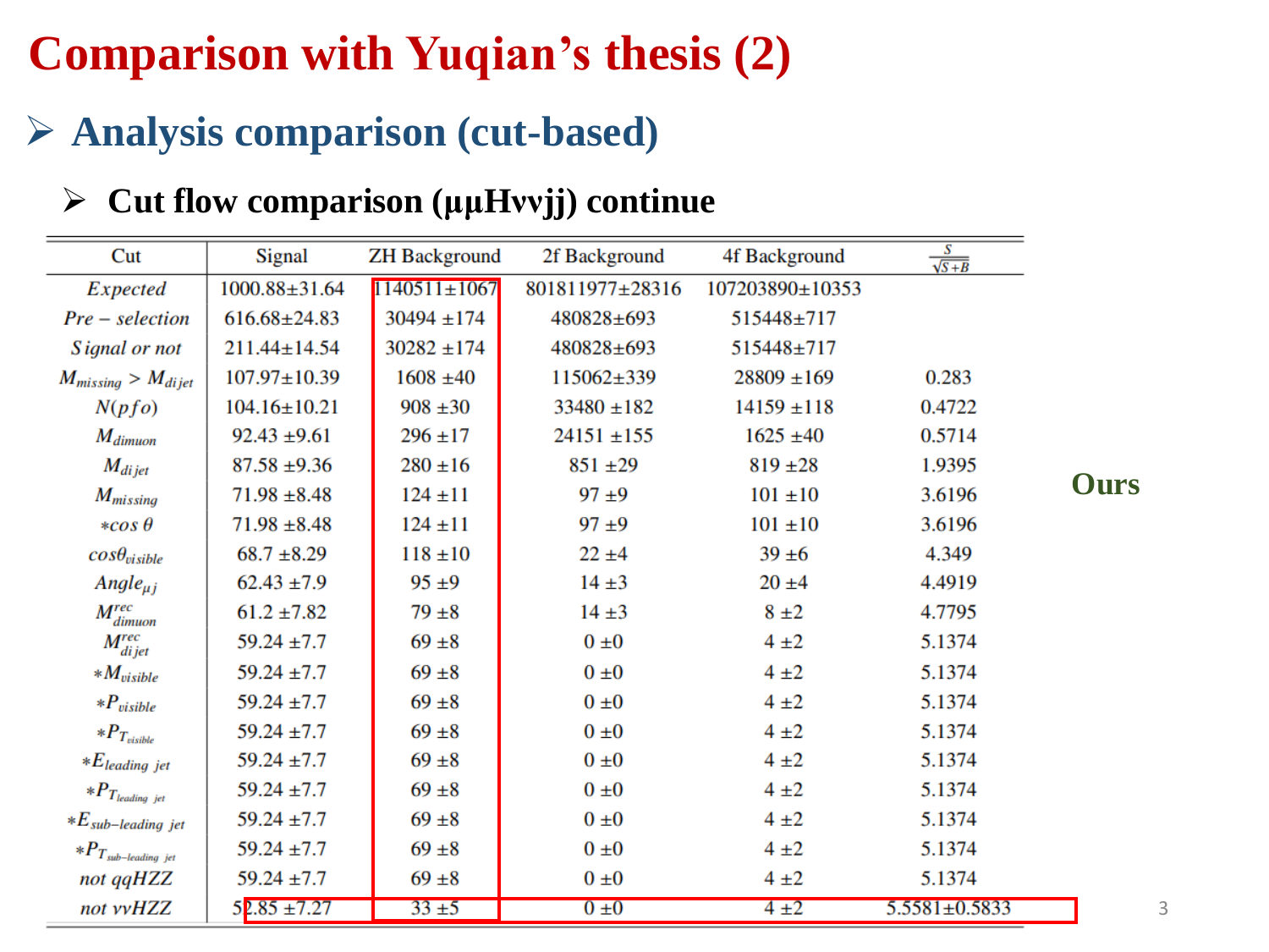# Comparison with Yuqian's thesis (2)

## ➢ Analysis comparison (cut-based)

### ➢ Cut flow comparison (μμHννjj) continue

| Cut | Signal | ZH Background | 2f Background | 4f Background | $\frac{S}{\sqrt{S+B}}$ |
|---|---|---|---|---|---|
| $Expected$ | 1000.88±31.64 | 1140511±1067 | 801811977±28316 | 107203890±10353 | |
| $Pre-selection$ | 616.68±24.83 | 30494 ±174 | 480828±693 | 515448±717 | |
| $Signal\ or\ not$ | 211.44±14.54 | 30282 ±174 | 480828±693 | 515448±717 | |
| $M_{missing} > M_{dijet}$ | 107.97±10.39 | 1608 ±40 | 115062±339 | 28809 ±169 | 0.283 |
| $N(pfo)$ | 104.16±10.21 | 908 ±30 | 33480 ±182 | 14159 ±118 | 0.4722 |
| $M_{dimuon}$ | 92.43 ±9.61 | 296 ±17 | 24151 ±155 | 1625 ±40 | 0.5714 |
| $M_{dijet}$ | 87.58 ±9.36 | 280 ±16 | 851 ±29 | 819 ±28 | 1.9395 |
| $M_{missing}$ | 71.98 ±8.48 | 124 ±11 | 97 ±9 | 101 ±10 | 3.6196 |
| $*\cos\theta$ | 71.98 ±8.48 | 124 ±11 | 97 ±9 | 101 ±10 | 3.6196 |
| $\cos\theta_{visible}$ | 68.7 ±8.29 | 118 ±10 | 22 ±4 | 39 ±6 | 4.349 |
| $Angle_{\mu j}$ | 62.43 ±7.9 | 95 ±9 | 14 ±3 | 20 ±4 | 4.4919 |
| $M^{rec}_{dimuon}$ | 61.2 ±7.82 | 79 ±8 | 14 ±3 | 8 ±2 | 4.7795 |
| $M^{rec}_{dijet}$ | 59.24 ±7.7 | 69 ±8 | 0 ±0 | 4 ±2 | 5.1374 |
| $*M_{visible}$ | 59.24 ±7.7 | 69 ±8 | 0 ±0 | 4 ±2 | 5.1374 |
| $*P_{visible}$ | 59.24 ±7.7 | 69 ±8 | 0 ±0 | 4 ±2 | 5.1374 |
| $*P_{T_{visible}}$ | 59.24 ±7.7 | 69 ±8 | 0 ±0 | 4 ±2 | 5.1374 |
| $*E_{leading\ jet}$ | 59.24 ±7.7 | 69 ±8 | 0 ±0 | 4 ±2 | 5.1374 |
| $*P_{T_{leading\ jet}}$ | 59.24 ±7.7 | 69 ±8 | 0 ±0 | 4 ±2 | 5.1374 |
| $*E_{sub-leading\ jet}$ | 59.24 ±7.7 | 69 ±8 | 0 ±0 | 4 ±2 | 5.1374 |
| $*P_{T_{sub-leading\ jet}}$ | 59.24 ±7.7 | 69 ±8 | 0 ±0 | 4 ±2 | 5.1374 |
| $not\ qqHZZ$ | 59.24 ±7.7 | 69 ±8 | 0 ±0 | 4 ±2 | 5.1374 |
| $not\ \nu\nu HZZ$ | 52.85 ±7.27 | 33 ±5 | 0 ±0 | 4 ±2 | 5.5581±0.5833 |

**Ours**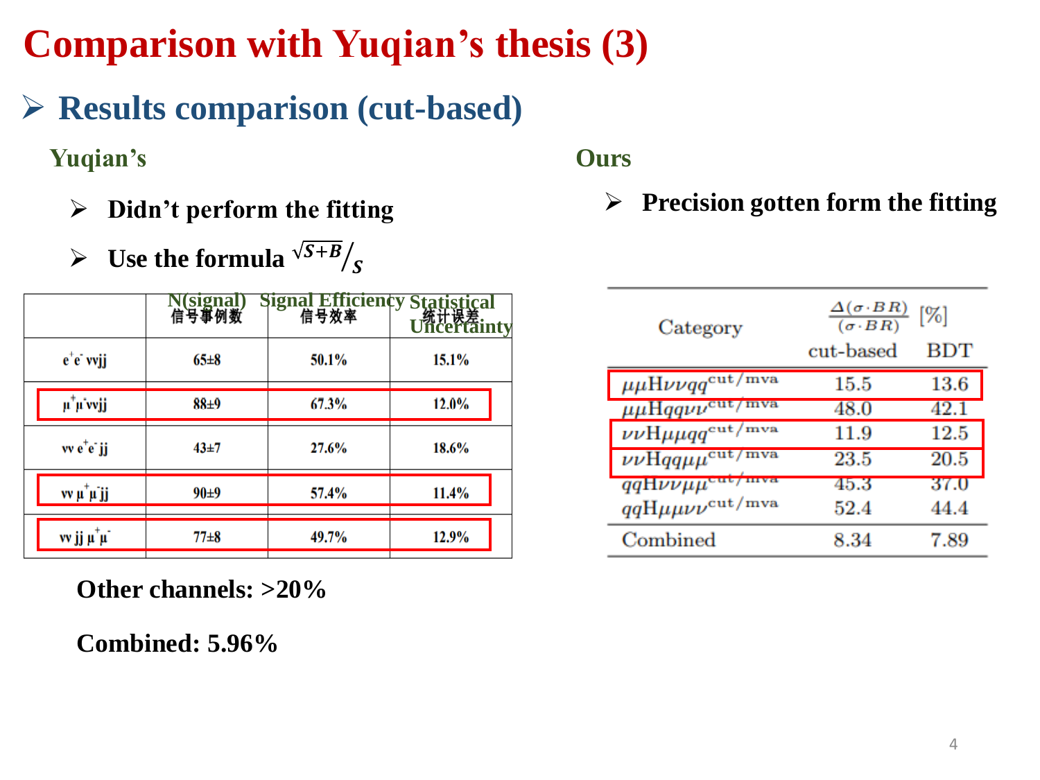# Comparison with Yuqian's thesis (3)

## Results comparison (cut-based)

### Yuqian's

- **Didn't perform the fitting**
- **Use the formula $\sqrt{S+B}/S$**

| | N(signal) 信号事例数 | Signal Efficiency 信号效率 | Statistical Uncertainty 统计误差 |
|---|---|---|---|
| $e^+e^-\nu\nu jj$ | 65±8 | 50.1% | 15.1% |
| $\mu^+\mu^-\nu\nu jj$ | 88±9 | 67.3% | 12.0% |
| $\nu\nu e^+e^- jj$ | 43±7 | 27.6% | 18.6% |
| $\nu\nu \mu^+\mu^- jj$ | 90±9 | 57.4% | 11.4% |
| $\nu\nu jj \mu^+\mu^-$ | 77±8 | 49.7% | 12.9% |

**Other channels: >20%**

**Combined: 5.96%**

### Ours

- **Precision gotten form the fitting**

| Category | $\frac{\Delta(\sigma \cdot BR)}{(\sigma \cdot BR)}$ [%] cut-based | BDT |
|---|---|---|
| $\mu\mu H\nu\nu qq^{cut/mva}$ | 15.5 | 13.6 |
| $\mu\mu Hqq\nu\nu^{cut/mva}$ | 48.0 | 42.1 |
| $\nu\nu H\mu\mu qq^{cut/mva}$ | 11.9 | 12.5 |
| $\nu\nu Hqq\mu\mu^{cut/mva}$ | 23.5 | 20.5 |
| $qqH\nu\nu\mu\mu^{cut/mva}$ | 45.3 | 37.0 |
| $qqH\mu\mu\nu\nu^{cut/mva}$ | 52.4 | 44.4 |
| Combined | 8.34 | 7.89 |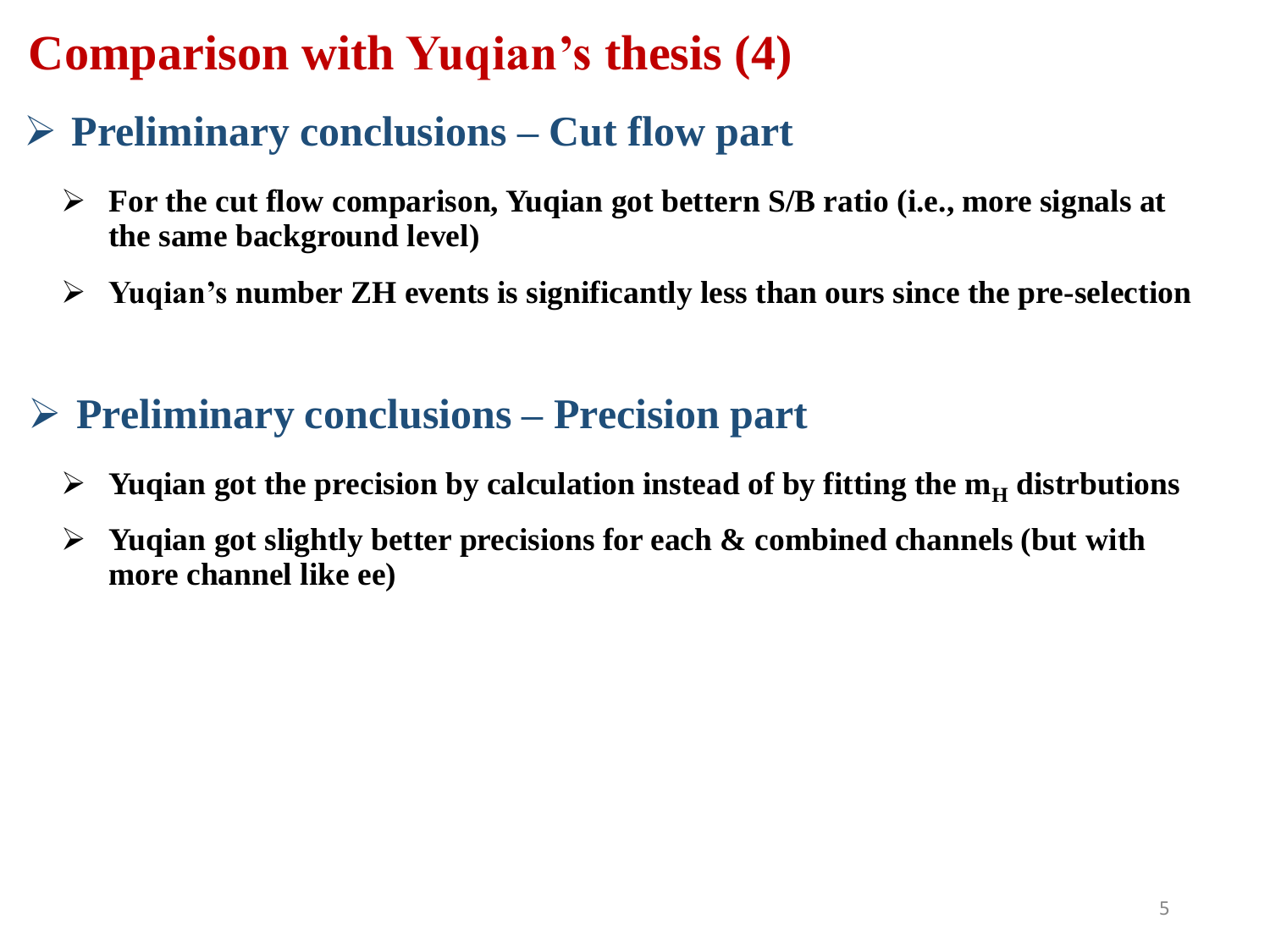# Comparison with Yuqian's thesis (4)

## Preliminary conclusions – Cut flow part

- **For the cut flow comparison, Yuqian got bettern S/B ratio (i.e., more signals at the same background level)**
- **Yuqian's number ZH events is significantly less than ours since the pre-selection**

## Preliminary conclusions – Precision part

- **Yuqian got the precision by calculation instead of by fitting the $m_H$ distrbutions**
- **Yuqian got slightly better precisions for each & combined channels (but with more channel like ee)**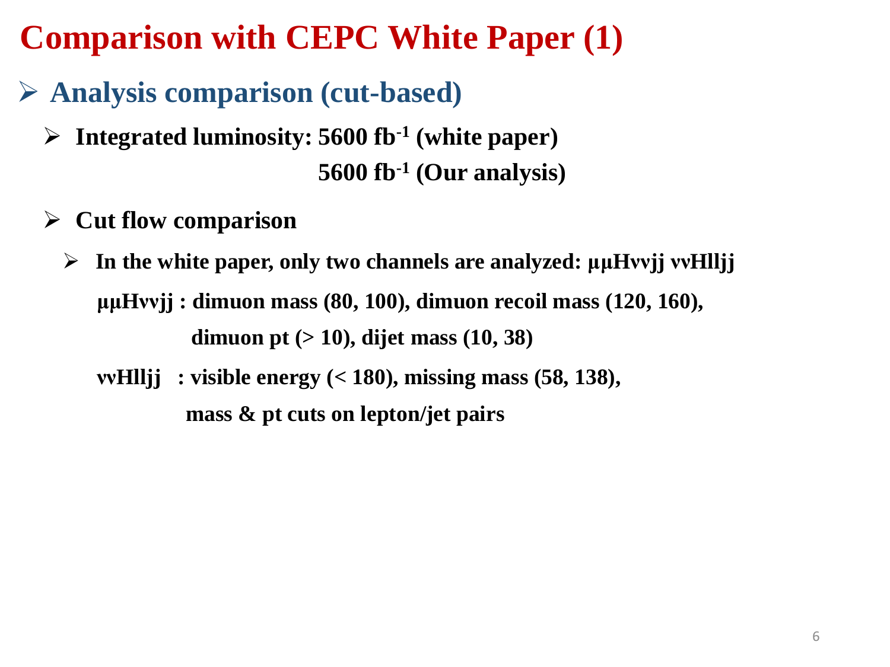# Comparison with CEPC White Paper (1)

## Analysis comparison (cut-based)

- **Integrated luminosity: 5600 $fb^{-1}$ (white paper)**
  **5600 $fb^{-1}$ (Our analysis)**

- **Cut flow comparison**
  - **In the white paper, only two channels are analyzed: μμHννjj ννHlljj**

    **μμHννjj : dimuon mass (80, 100), dimuon recoil mass (120, 160), dimuon pt (> 10), dijet mass (10, 38)**

    **ννHlljj : visible energy (< 180), missing mass (58, 138), mass & pt cuts on lepton/jet pairs**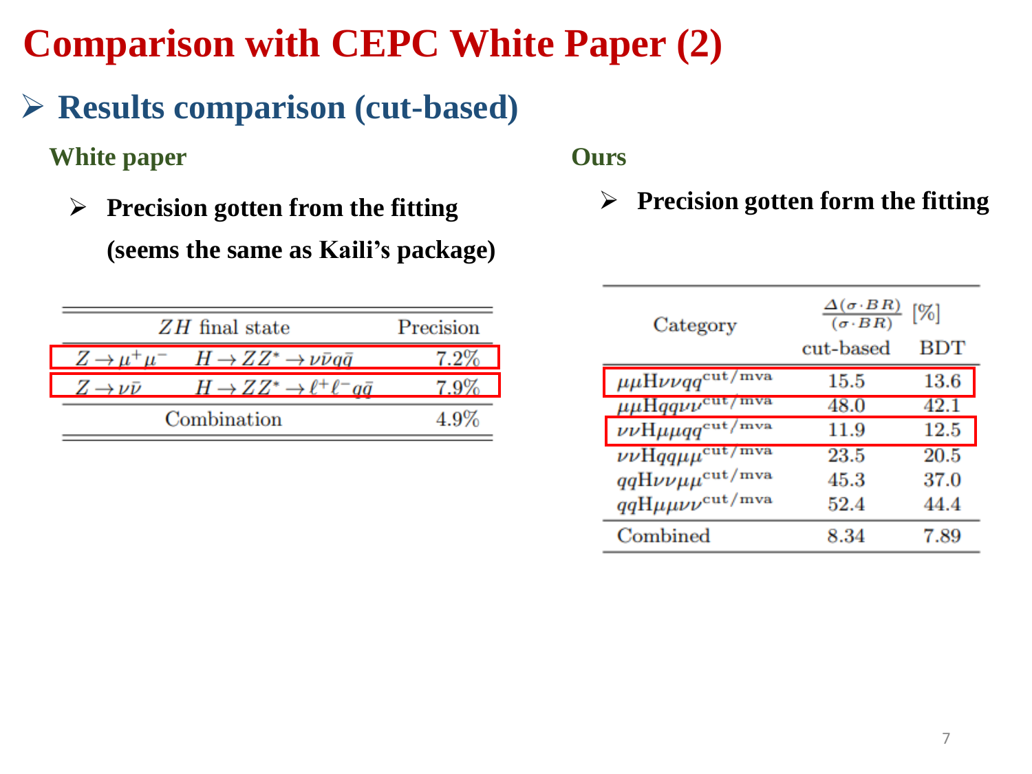# Comparison with CEPC White Paper (2)

## ➢ Results comparison (cut-based)

### White paper

- **Precision gotten from the fitting (seems the same as Kaili's package)**

| $ZH$ final state | | Precision |
|---|---|---|
| $Z \to \mu^+\mu^-$ | $H \to ZZ^* \to \nu\bar{\nu}q\bar{q}$ | 7.2% |
| $Z \to \nu\bar{\nu}$ | $H \to ZZ^* \to \ell^+\ell^- q\bar{q}$ | 7.9% |
| Combination | | 4.9% |

### Ours

- **Precision gotten form the fitting**

| Category | $\frac{\Delta(\sigma \cdot BR)}{(\sigma \cdot BR)}$ [%] cut-based | BDT |
|---|---|---|
| $\mu\mu\mathrm{H}\nu\nu qq^{\mathrm{cut/mva}}$ | 15.5 | 13.6 |
| $\mu\mu\mathrm{H}qq\nu\nu^{\mathrm{cut/mva}}$ | 48.0 | 42.1 |
| $\nu\nu\mathrm{H}\mu\mu qq^{\mathrm{cut/mva}}$ | 11.9 | 12.5 |
| $\nu\nu\mathrm{H}qq\mu\mu^{\mathrm{cut/mva}}$ | 23.5 | 20.5 |
| $qq\mathrm{H}\nu\nu\mu\mu^{\mathrm{cut/mva}}$ | 45.3 | 37.0 |
| $qq\mathrm{H}\mu\mu\nu\nu^{\mathrm{cut/mva}}$ | 52.4 | 44.4 |
| Combined | 8.34 | 7.89 |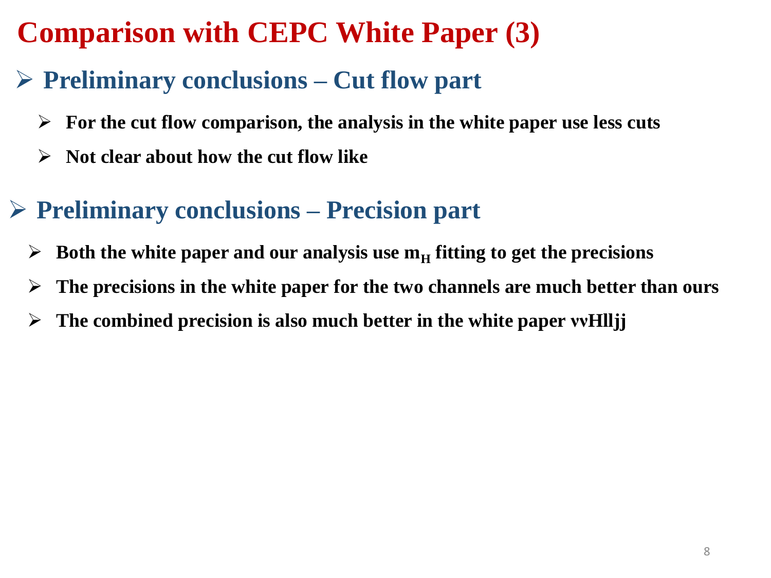# Comparison with CEPC White Paper (3)

## Preliminary conclusions – Cut flow part

- **For the cut flow comparison, the analysis in the white paper use less cuts**
- **Not clear about how the cut flow like**

## Preliminary conclusions – Precision part

- **Both the white paper and our analysis use $m_H$ fitting to get the precisions**
- **The precisions in the white paper for the two channels are much better than ours**
- **The combined precision is also much better in the white paper ννHlljj**